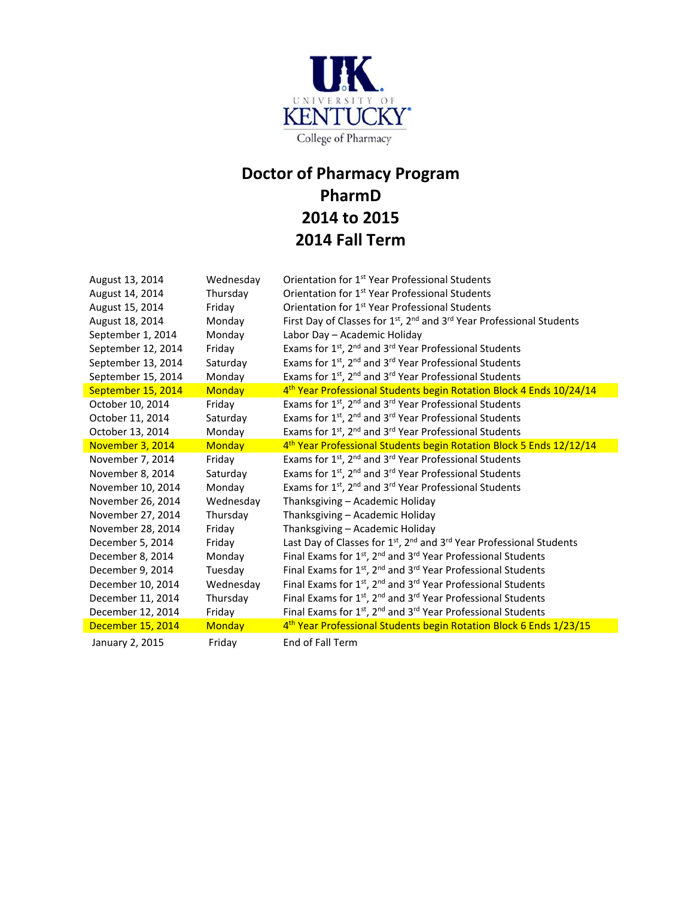UNIVERSITY OF KENTUCKY
College of Pharmacy

# Doctor of Pharmacy Program
# PharmD
# 2014 to 2015
# 2014 Fall Term

| | | |
|---|---|---|
| August 13, 2014 | Wednesday | Orientation for 1st Year Professional Students |
| August 14, 2014 | Thursday | Orientation for 1st Year Professional Students |
| August 15, 2014 | Friday | Orientation for 1st Year Professional Students |
| August 18, 2014 | Monday | First Day of Classes for 1st, 2nd and 3rd Year Professional Students |
| September 1, 2014 | Monday | Labor Day – Academic Holiday |
| September 12, 2014 | Friday | Exams for 1st, 2nd and 3rd Year Professional Students |
| September 13, 2014 | Saturday | Exams for 1st, 2nd and 3rd Year Professional Students |
| September 15, 2014 | Monday | Exams for 1st, 2nd and 3rd Year Professional Students |
| September 15, 2014 | Monday | 4th Year Professional Students begin Rotation Block 4 Ends 10/24/14 |
| October 10, 2014 | Friday | Exams for 1st, 2nd and 3rd Year Professional Students |
| October 11, 2014 | Saturday | Exams for 1st, 2nd and 3rd Year Professional Students |
| October 13, 2014 | Monday | Exams for 1st, 2nd and 3rd Year Professional Students |
| November 3, 2014 | Monday | 4th Year Professional Students begin Rotation Block 5 Ends 12/12/14 |
| November 7, 2014 | Friday | Exams for 1st, 2nd and 3rd Year Professional Students |
| November 8, 2014 | Saturday | Exams for 1st, 2nd and 3rd Year Professional Students |
| November 10, 2014 | Monday | Exams for 1st, 2nd and 3rd Year Professional Students |
| November 26, 2014 | Wednesday | Thanksgiving – Academic Holiday |
| November 27, 2014 | Thursday | Thanksgiving – Academic Holiday |
| November 28, 2014 | Friday | Thanksgiving – Academic Holiday |
| December 5, 2014 | Friday | Last Day of Classes for 1st, 2nd and 3rd Year Professional Students |
| December 8, 2014 | Monday | Final Exams for 1st, 2nd and 3rd Year Professional Students |
| December 9, 2014 | Tuesday | Final Exams for 1st, 2nd and 3rd Year Professional Students |
| December 10, 2014 | Wednesday | Final Exams for 1st, 2nd and 3rd Year Professional Students |
| December 11, 2014 | Thursday | Final Exams for 1st, 2nd and 3rd Year Professional Students |
| December 12, 2014 | Friday | Final Exams for 1st, 2nd and 3rd Year Professional Students |
| December 15, 2014 | Monday | 4th Year Professional Students begin Rotation Block 6 Ends 1/23/15 |
| January 2, 2015 | Friday | End of Fall Term |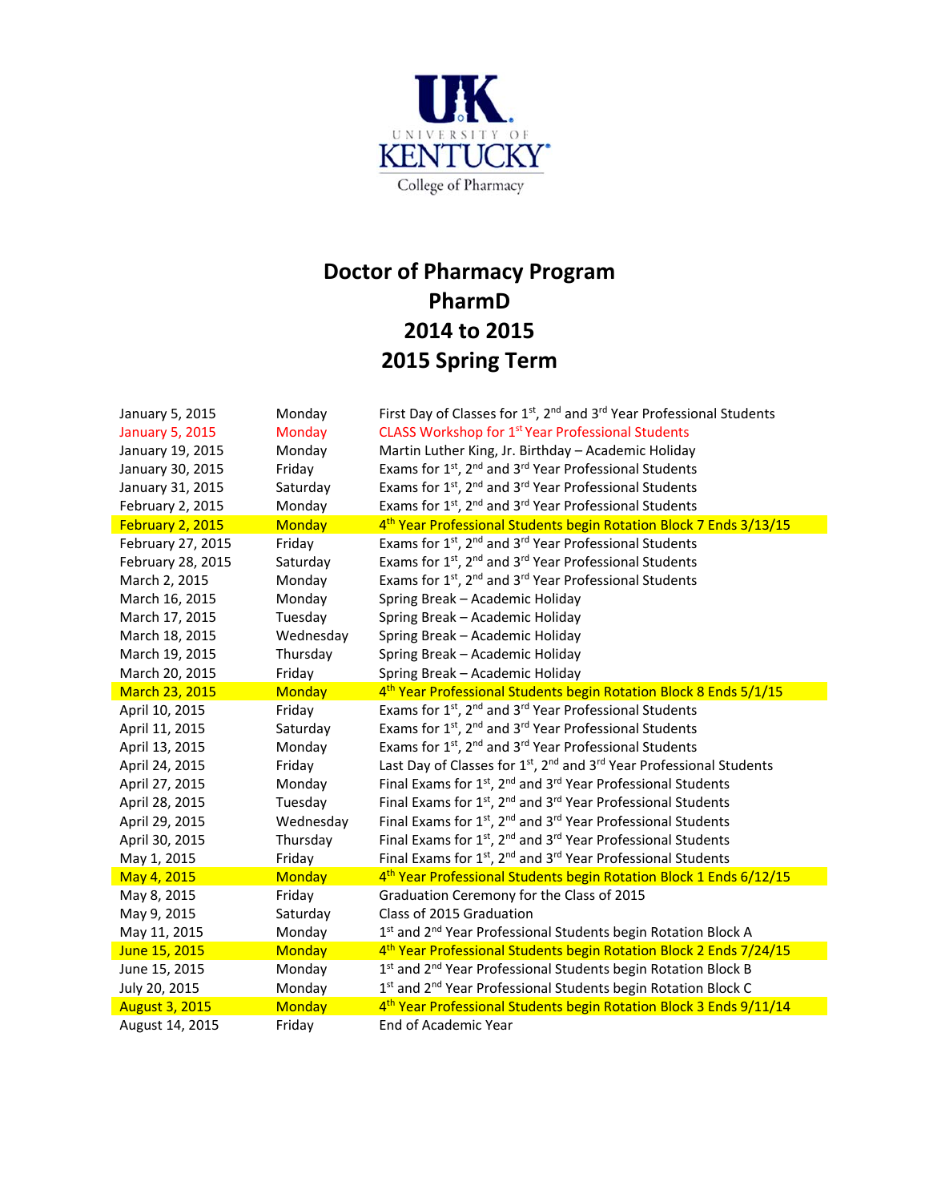University of Kentucky College of Pharmacy

# Doctor of Pharmacy Program
# PharmD
# 2014 to 2015
# 2015 Spring Term

| | | |
|---|---|---|
| January 5, 2015 | Monday | First Day of Classes for 1st, 2nd and 3rd Year Professional Students |
| January 5, 2015 | Monday | CLASS Workshop for 1st Year Professional Students |
| January 19, 2015 | Monday | Martin Luther King, Jr. Birthday – Academic Holiday |
| January 30, 2015 | Friday | Exams for 1st, 2nd and 3rd Year Professional Students |
| January 31, 2015 | Saturday | Exams for 1st, 2nd and 3rd Year Professional Students |
| February 2, 2015 | Monday | Exams for 1st, 2nd and 3rd Year Professional Students |
| February 2, 2015 | Monday | 4th Year Professional Students begin Rotation Block 7 Ends 3/13/15 |
| February 27, 2015 | Friday | Exams for 1st, 2nd and 3rd Year Professional Students |
| February 28, 2015 | Saturday | Exams for 1st, 2nd and 3rd Year Professional Students |
| March 2, 2015 | Monday | Exams for 1st, 2nd and 3rd Year Professional Students |
| March 16, 2015 | Monday | Spring Break – Academic Holiday |
| March 17, 2015 | Tuesday | Spring Break – Academic Holiday |
| March 18, 2015 | Wednesday | Spring Break – Academic Holiday |
| March 19, 2015 | Thursday | Spring Break – Academic Holiday |
| March 20, 2015 | Friday | Spring Break – Academic Holiday |
| March 23, 2015 | Monday | 4th Year Professional Students begin Rotation Block 8 Ends 5/1/15 |
| April 10, 2015 | Friday | Exams for 1st, 2nd and 3rd Year Professional Students |
| April 11, 2015 | Saturday | Exams for 1st, 2nd and 3rd Year Professional Students |
| April 13, 2015 | Monday | Exams for 1st, 2nd and 3rd Year Professional Students |
| April 24, 2015 | Friday | Last Day of Classes for 1st, 2nd and 3rd Year Professional Students |
| April 27, 2015 | Monday | Final Exams for 1st, 2nd and 3rd Year Professional Students |
| April 28, 2015 | Tuesday | Final Exams for 1st, 2nd and 3rd Year Professional Students |
| April 29, 2015 | Wednesday | Final Exams for 1st, 2nd and 3rd Year Professional Students |
| April 30, 2015 | Thursday | Final Exams for 1st, 2nd and 3rd Year Professional Students |
| May 1, 2015 | Friday | Final Exams for 1st, 2nd and 3rd Year Professional Students |
| May 4, 2015 | Monday | 4th Year Professional Students begin Rotation Block 1 Ends 6/12/15 |
| May 8, 2015 | Friday | Graduation Ceremony for the Class of 2015 |
| May 9, 2015 | Saturday | Class of 2015 Graduation |
| May 11, 2015 | Monday | 1st and 2nd Year Professional Students begin Rotation Block A |
| June 15, 2015 | Monday | 4th Year Professional Students begin Rotation Block 2 Ends 7/24/15 |
| June 15, 2015 | Monday | 1st and 2nd Year Professional Students begin Rotation Block B |
| July 20, 2015 | Monday | 1st and 2nd Year Professional Students begin Rotation Block C |
| August 3, 2015 | Monday | 4th Year Professional Students begin Rotation Block 3 Ends 9/11/14 |
| August 14, 2015 | Friday | End of Academic Year |